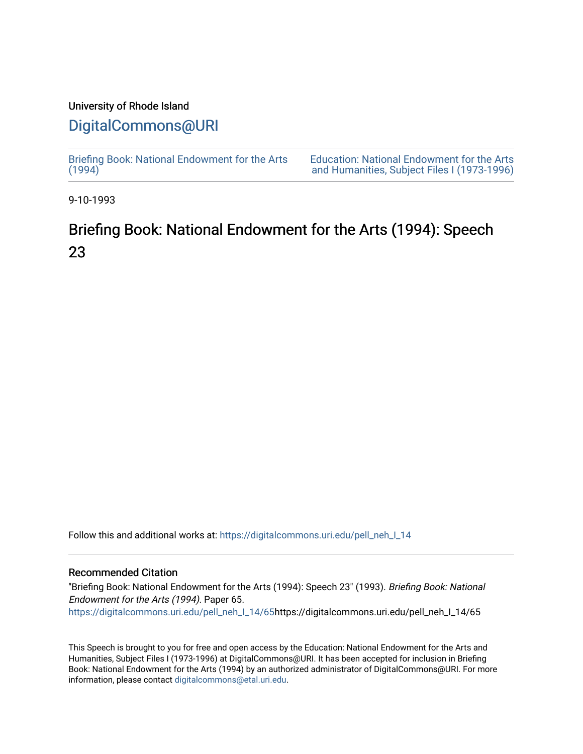University of Rhode Island

# DigitalCommons@URI

Briefing Book: National Endowment for the Arts (1994)

Education: National Endowment for the Arts and Humanities, Subject Files I (1973-1996)

9-10-1993

# Briefing Book: National Endowment for the Arts (1994): Speech 23

Follow this and additional works at: https://digitalcommons.uri.edu/pell_neh_I_14

## Recommended Citation

"Briefing Book: National Endowment for the Arts (1994): Speech 23" (1993). *Briefing Book: National Endowment for the Arts (1994).* Paper 65.
https://digitalcommons.uri.edu/pell_neh_I_14/65https://digitalcommons.uri.edu/pell_neh_I_14/65

This Speech is brought to you for free and open access by the Education: National Endowment for the Arts and Humanities, Subject Files I (1973-1996) at DigitalCommons@URI. It has been accepted for inclusion in Briefing Book: National Endowment for the Arts (1994) by an authorized administrator of DigitalCommons@URI. For more information, please contact digitalcommons@etal.uri.edu.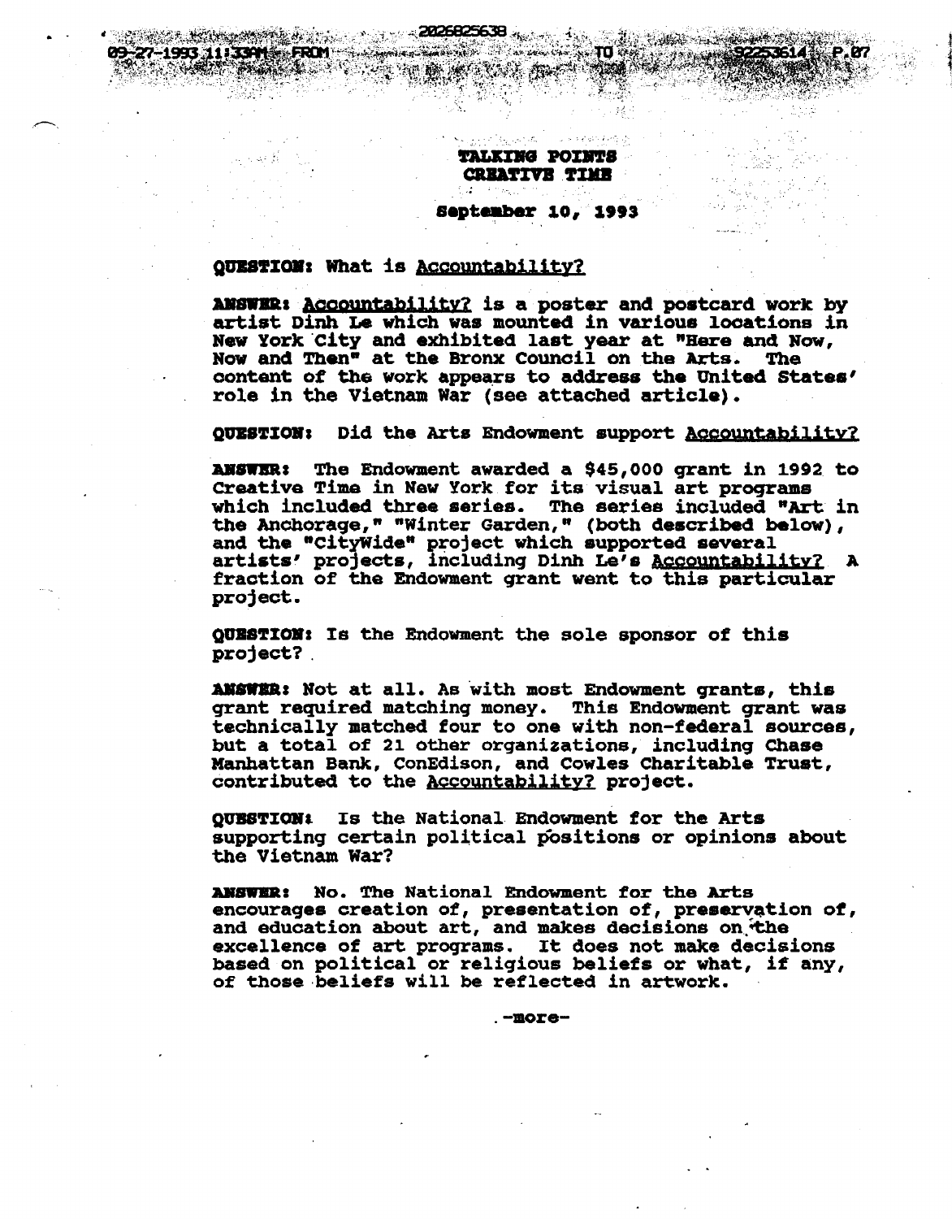**TALKING POINTS**
**CREATIVE TIME**

**September 10, 1993**

**QUESTION:** What is Accountability?

**ANSWER:** Accountability? is a poster and postcard work by artist Dinh Le which was mounted in various locations in New York City and exhibited last year at "Here and Now, Now and Then" at the Bronx Council on the Arts. The content of the work appears to address the United States' role in the Vietnam War (see attached article).

**QUESTION:** Did the Arts Endowment support Accountability?

**ANSWER:** The Endowment awarded a $45,000 grant in 1992 to Creative Time in New York for its visual art programs which included three series. The series included "Art in the Anchorage," "Winter Garden," (both described below), and the "CityWide" project which supported several artists' projects, including Dinh Le's Accountability? A fraction of the Endowment grant went to this particular project.

**QUESTION:** Is the Endowment the sole sponsor of this project?

**ANSWER:** Not at all. As with most Endowment grants, this grant required matching money. This Endowment grant was technically matched four to one with non-federal sources, but a total of 21 other organizations, including Chase Manhattan Bank, ConEdison, and Cowles Charitable Trust, contributed to the Accountability? project.

**QUESTION:** Is the National Endowment for the Arts supporting certain political positions or opinions about the Vietnam War?

**ANSWER:** No. The National Endowment for the Arts encourages creation of, presentation of, preservation of, and education about art, and makes decisions on the excellence of art programs. It does not make decisions based on political or religious beliefs or what, if any, of those beliefs will be reflected in artwork.

-more-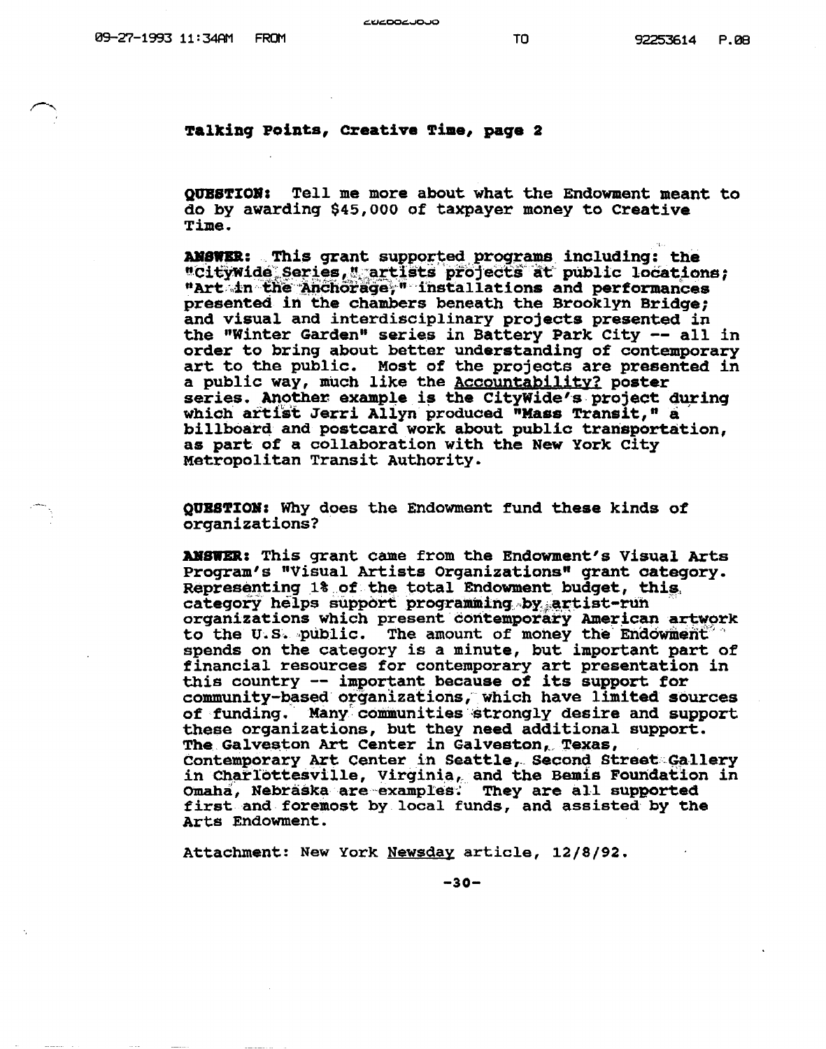**Talking Points, Creative Time, page 2**

**QUESTION:** Tell me more about what the Endowment meant to do by awarding $45,000 of taxpayer money to Creative Time.

**ANSWER:** This grant supported programs including: the "CityWide Series," artists projects at public locations; "Art in the Anchorage," installations and performances presented in the chambers beneath the Brooklyn Bridge; and visual and interdisciplinary projects presented in the "Winter Garden" series in Battery Park City -- all in order to bring about better understanding of contemporary art to the public. Most of the projects are presented in a public way, much like the Accountability? poster series. Another example is the CityWide's project during which artist Jerri Allyn produced "Mass Transit," a billboard and postcard work about public transportation, as part of a collaboration with the New York City Metropolitan Transit Authority.

**QUESTION:** Why does the Endowment fund these kinds of organizations?

**ANSWER:** This grant came from the Endowment's Visual Arts Program's "Visual Artists Organizations" grant category. Representing 1% of the total Endowment budget, this category helps support programming by artist-run organizations which present contemporary American artwork to the U.S. public. The amount of money the Endowment spends on the category is a minute, but important part of financial resources for contemporary art presentation in this country -- important because of its support for community-based organizations, which have limited sources of funding. Many communities strongly desire and support these organizations, but they need additional support. The Galveston Art Center in Galveston, Texas, Contemporary Art Center in Seattle, Second Street Gallery in Charlottesville, Virginia, and the Bemis Foundation in Omaha, Nebraska are examples. They are all supported first and foremost by local funds, and assisted by the Arts Endowment.

Attachment: New York Newsday article, 12/8/92.

-30-